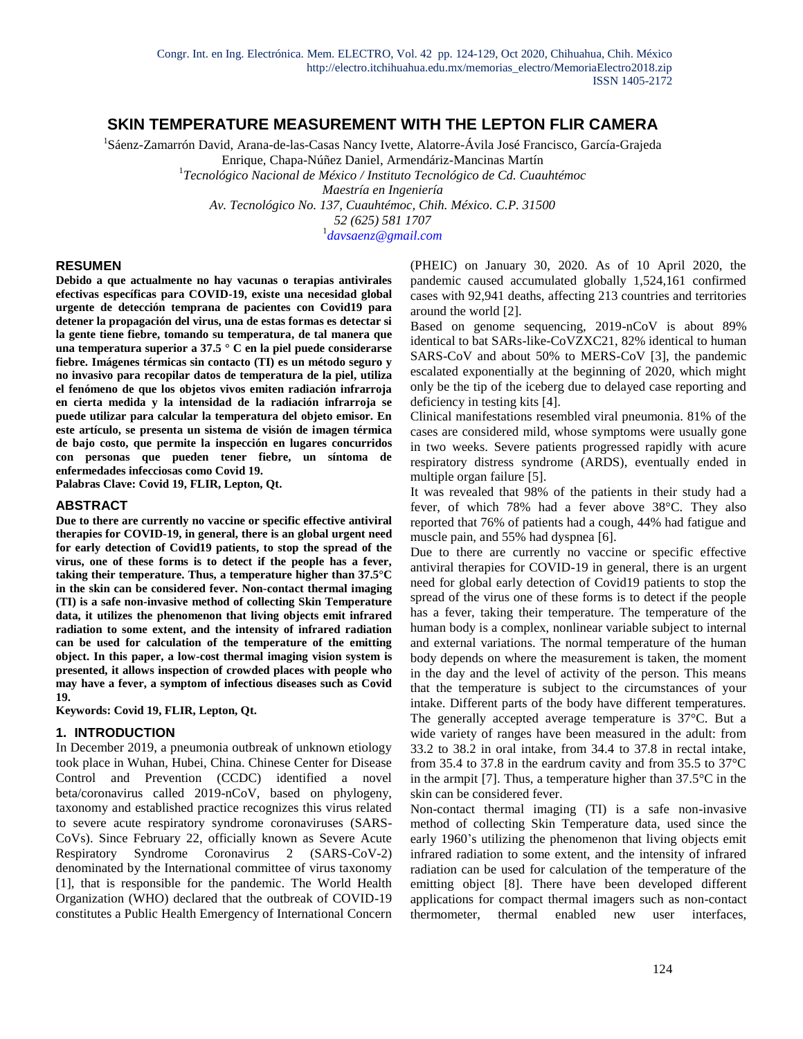# SKIN TEMPERATURE MEASUREMENT WITH THE LEPTON FLIR CAMERA

[1]Sáenz-Zamarrón David, Arana-de-las-Casas Nancy Ivette, Alatorre-Ávila José Francisco, García-Grajeda Enrique, Chapa-Núñez Daniel, Armendáriz-Mancinas Martín

[1]*Tecnológico Nacional de México / Instituto Tecnológico de Cd. Cuauhtémoc*
*Maestría en Ingeniería*
*Av. Tecnológico No. 137, Cuauhtémoc, Chih. México. C.P. 31500*
*52 (625) 581 1707*
[1]*davsaenz@gmail.com*

## RESUMEN

**Debido a que actualmente no hay vacunas o terapias antivirales efectivas específicas para COVID-19, existe una necesidad global urgente de detección temprana de pacientes con Covid19 para detener la propagación del virus, una de estas formas es detectar si la gente tiene fiebre, tomando su temperatura, de tal manera que una temperatura superior a 37.5 ° C en la piel puede considerarse fiebre. Imágenes térmicas sin contacto (TI) es un método seguro y no invasivo para recopilar datos de temperatura de la piel, utiliza el fenómeno de que los objetos vivos emiten radiación infrarroja en cierta medida y la intensidad de la radiación infrarroja se puede utilizar para calcular la temperatura del objeto emisor. En este artículo, se presenta un sistema de visión de imagen térmica de bajo costo, que permite la inspección en lugares concurridos con personas que pueden tener fiebre, un síntoma de enfermedades infecciosas como Covid 19.**

**Palabras Clave: Covid 19, FLIR, Lepton, Qt.**

## ABSTRACT

**Due to there are currently no vaccine or specific effective antiviral therapies for COVID-19, in general, there is an global urgent need for early detection of Covid19 patients, to stop the spread of the virus, one of these forms is to detect if the people has a fever, taking their temperature. Thus, a temperature higher than 37.5°C in the skin can be considered fever. Non-contact thermal imaging (TI) is a safe non-invasive method of collecting Skin Temperature data, it utilizes the phenomenon that living objects emit infrared radiation to some extent, and the intensity of infrared radiation can be used for calculation of the temperature of the emitting object. In this paper, a low-cost thermal imaging vision system is presented, it allows inspection of crowded places with people who may have a fever, a symptom of infectious diseases such as Covid 19.**

**Keywords: Covid 19, FLIR, Lepton, Qt.**

## 1. INTRODUCTION

In December 2019, a pneumonia outbreak of unknown etiology took place in Wuhan, Hubei, China. Chinese Center for Disease Control and Prevention (CCDC) identified a novel beta/coronavirus called 2019-nCoV, based on phylogeny, taxonomy and established practice recognizes this virus related to severe acute respiratory syndrome coronaviruses (SARS-CoVs). Since February 22, officially known as Severe Acute Respiratory Syndrome Coronavirus 2 (SARS-CoV-2) denominated by the International committee of virus taxonomy [1], that is responsible for the pandemic. The World Health Organization (WHO) declared that the outbreak of COVID-19 constitutes a Public Health Emergency of International Concern (PHEIC) on January 30, 2020. As of 10 April 2020, the pandemic caused accumulated globally 1,524,161 confirmed cases with 92,941 deaths, affecting 213 countries and territories around the world [2].

Based on genome sequencing, 2019-nCoV is about 89% identical to bat SARs-like-CoVZXC21, 82% identical to human SARS-CoV and about 50% to MERS-CoV [3], the pandemic escalated exponentially at the beginning of 2020, which might only be the tip of the iceberg due to delayed case reporting and deficiency in testing kits [4].

Clinical manifestations resembled viral pneumonia. 81% of the cases are considered mild, whose symptoms were usually gone in two weeks. Severe patients progressed rapidly with acure respiratory distress syndrome (ARDS), eventually ended in multiple organ failure [5].

It was revealed that 98% of the patients in their study had a fever, of which 78% had a fever above 38°C. They also reported that 76% of patients had a cough, 44% had fatigue and muscle pain, and 55% had dyspnea [6].

Due to there are currently no vaccine or specific effective antiviral therapies for COVID-19 in general, there is an urgent need for global early detection of Covid19 patients to stop the spread of the virus one of these forms is to detect if the people has a fever, taking their temperature. The temperature of the human body is a complex, nonlinear variable subject to internal and external variations. The normal temperature of the human body depends on where the measurement is taken, the moment in the day and the level of activity of the person. This means that the temperature is subject to the circumstances of your intake. Different parts of the body have different temperatures. The generally accepted average temperature is 37°C. But a wide variety of ranges have been measured in the adult: from 33.2 to 38.2 in oral intake, from 34.4 to 37.8 in rectal intake, from 35.4 to 37.8 in the eardrum cavity and from 35.5 to 37°C in the armpit [7]. Thus, a temperature higher than 37.5°C in the skin can be considered fever.

Non-contact thermal imaging (TI) is a safe non-invasive method of collecting Skin Temperature data, used since the early 1960's utilizing the phenomenon that living objects emit infrared radiation to some extent, and the intensity of infrared radiation can be used for calculation of the temperature of the emitting object [8]. There have been developed different applications for compact thermal imagers such as non-contact thermometer, thermal enabled new user interfaces,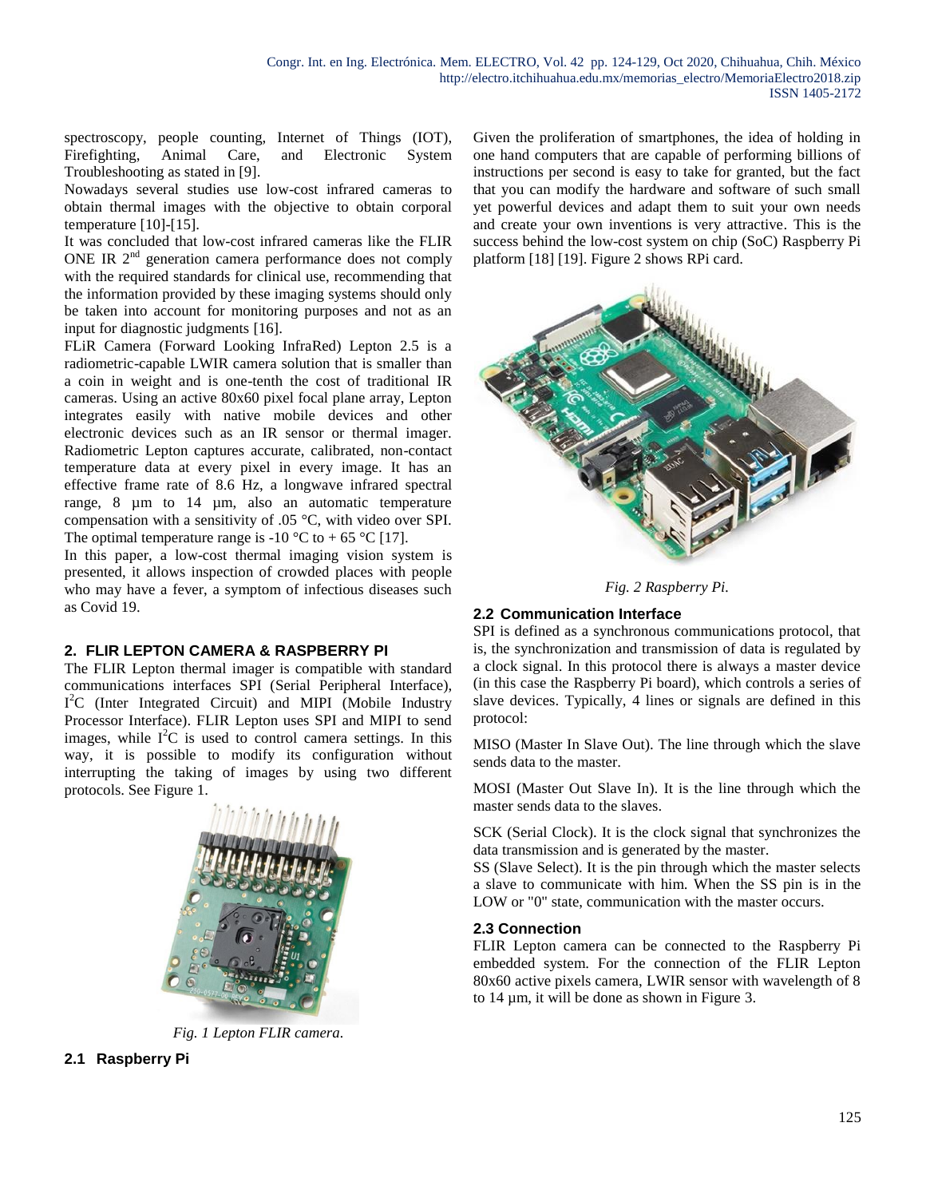spectroscopy, people counting, Internet of Things (IOT), Firefighting, Animal Care, and Electronic System Troubleshooting as stated in [9].

Nowadays several studies use low-cost infrared cameras to obtain thermal images with the objective to obtain corporal temperature [10]-[15].

It was concluded that low-cost infrared cameras like the FLIR ONE IR 2nd generation camera performance does not comply with the required standards for clinical use, recommending that the information provided by these imaging systems should only be taken into account for monitoring purposes and not as an input for diagnostic judgments [16].

FLiR Camera (Forward Looking InfraRed) Lepton 2.5 is a radiometric-capable LWIR camera solution that is smaller than a coin in weight and is one-tenth the cost of traditional IR cameras. Using an active 80x60 pixel focal plane array, Lepton integrates easily with native mobile devices and other electronic devices such as an IR sensor or thermal imager. Radiometric Lepton captures accurate, calibrated, non-contact temperature data at every pixel in every image. It has an effective frame rate of 8.6 Hz, a longwave infrared spectral range, 8 µm to 14 µm, also an automatic temperature compensation with a sensitivity of .05 °C, with video over SPI. The optimal temperature range is -10 °C to + 65 °C [17].

In this paper, a low-cost thermal imaging vision system is presented, it allows inspection of crowded places with people who may have a fever, a symptom of infectious diseases such as Covid 19.

## 2. FLIR LEPTON CAMERA & RASPBERRY PI

The FLIR Lepton thermal imager is compatible with standard communications interfaces SPI (Serial Peripheral Interface), $I^2C$ (Inter Integrated Circuit) and MIPI (Mobile Industry Processor Interface). FLIR Lepton uses SPI and MIPI to send images, while $I^2C$ is used to control camera settings. In this way, it is possible to modify its configuration without interrupting the taking of images by using two different protocols. See Figure 1.

*Fig. 1 Lepton FLIR camera.*

### 2.1 Raspberry Pi

Given the proliferation of smartphones, the idea of holding in one hand computers that are capable of performing billions of instructions per second is easy to take for granted, but the fact that you can modify the hardware and software of such small yet powerful devices and adapt them to suit your own needs and create your own inventions is very attractive. This is the success behind the low-cost system on chip (SoC) Raspberry Pi platform [18] [19]. Figure 2 shows RPi card.

*Fig. 2 Raspberry Pi.*

### 2.2 Communication Interface

SPI is defined as a synchronous communications protocol, that is, the synchronization and transmission of data is regulated by a clock signal. In this protocol there is always a master device (in this case the Raspberry Pi board), which controls a series of slave devices. Typically, 4 lines or signals are defined in this protocol:

MISO (Master In Slave Out). The line through which the slave sends data to the master.

MOSI (Master Out Slave In). It is the line through which the master sends data to the slaves.

SCK (Serial Clock). It is the clock signal that synchronizes the data transmission and is generated by the master.

SS (Slave Select). It is the pin through which the master selects a slave to communicate with him. When the SS pin is in the LOW or "0" state, communication with the master occurs.

### 2.3 Connection

FLIR Lepton camera can be connected to the Raspberry Pi embedded system. For the connection of the FLIR Lepton 80x60 active pixels camera, LWIR sensor with wavelength of 8 to 14 µm, it will be done as shown in Figure 3.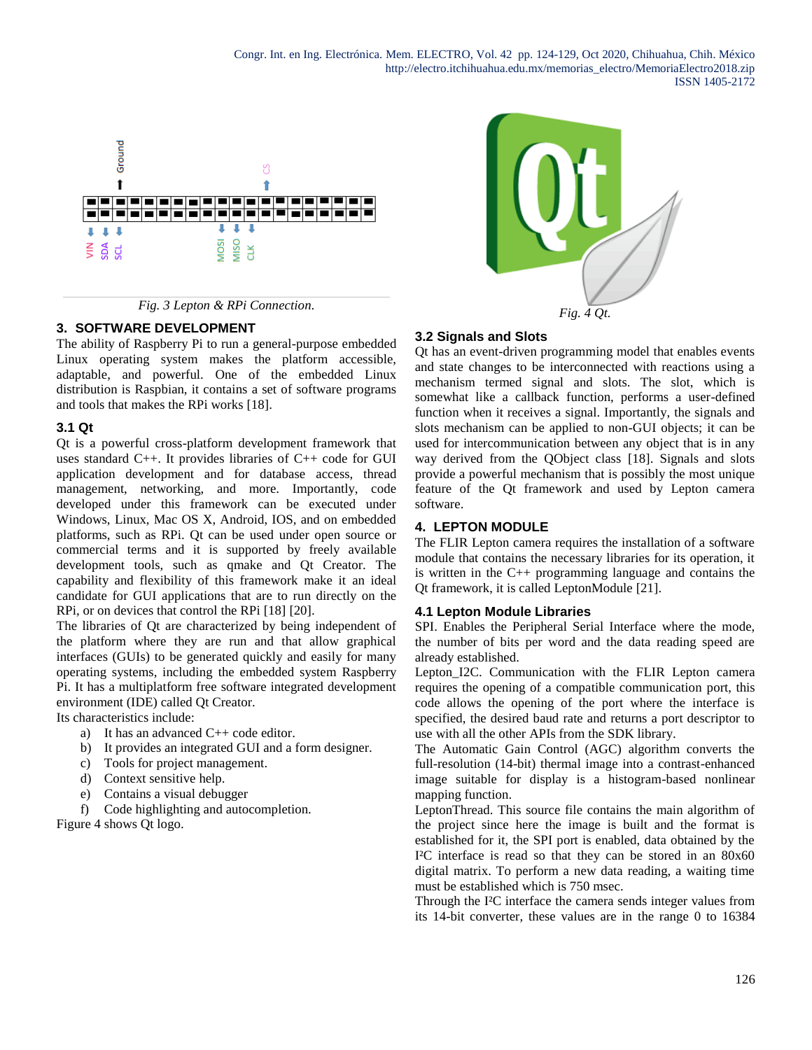Fig. 3 Lepton & RPi Connection.

## 3. SOFTWARE DEVELOPMENT

The ability of Raspberry Pi to run a general-purpose embedded Linux operating system makes the platform accessible, adaptable, and powerful. One of the embedded Linux distribution is Raspbian, it contains a set of software programs and tools that makes the RPi works [18].

### 3.1 Qt

Qt is a powerful cross-platform development framework that uses standard C++. It provides libraries of C++ code for GUI application development and for database access, thread management, networking, and more. Importantly, code developed under this framework can be executed under Windows, Linux, Mac OS X, Android, IOS, and on embedded platforms, such as RPi. Qt can be used under open source or commercial terms and it is supported by freely available development tools, such as qmake and Qt Creator. The capability and flexibility of this framework make it an ideal candidate for GUI applications that are to run directly on the RPi, or on devices that control the RPi [18] [20].

The libraries of Qt are characterized by being independent of the platform where they are run and that allow graphical interfaces (GUIs) to be generated quickly and easily for many operating systems, including the embedded system Raspberry Pi. It has a multiplatform free software integrated development environment (IDE) called Qt Creator.

Its characteristics include:

a) It has an advanced C++ code editor.
b) It provides an integrated GUI and a form designer.
c) Tools for project management.
d) Context sensitive help.
e) Contains a visual debugger
f) Code highlighting and autocompletion.

Figure 4 shows Qt logo.

Fig. 4 Qt.

### 3.2 Signals and Slots

Qt has an event-driven programming model that enables events and state changes to be interconnected with reactions using a mechanism termed signal and slots. The slot, which is somewhat like a callback function, performs a user-defined function when it receives a signal. Importantly, the signals and slots mechanism can be applied to non-GUI objects; it can be used for intercommunication between any object that is in any way derived from the QObject class [18]. Signals and slots provide a powerful mechanism that is possibly the most unique feature of the Qt framework and used by Lepton camera software.

## 4. LEPTON MODULE

The FLIR Lepton camera requires the installation of a software module that contains the necessary libraries for its operation, it is written in the C++ programming language and contains the Qt framework, it is called LeptonModule [21].

### 4.1 Lepton Module Libraries

SPI. Enables the Peripheral Serial Interface where the mode, the number of bits per word and the data reading speed are already established.

Lepton_I2C. Communication with the FLIR Lepton camera requires the opening of a compatible communication port, this code allows the opening of the port where the interface is specified, the desired baud rate and returns a port descriptor to use with all the other APIs from the SDK library.

The Automatic Gain Control (AGC) algorithm converts the full-resolution (14-bit) thermal image into a contrast-enhanced image suitable for display is a histogram-based nonlinear mapping function.

LeptonThread. This source file contains the main algorithm of the project since here the image is built and the format is established for it, the SPI port is enabled, data obtained by the I²C interface is read so that they can be stored in an 80x60 digital matrix. To perform a new data reading, a waiting time must be established which is 750 msec.

Through the I²C interface the camera sends integer values from its 14-bit converter, these values are in the range 0 to 16384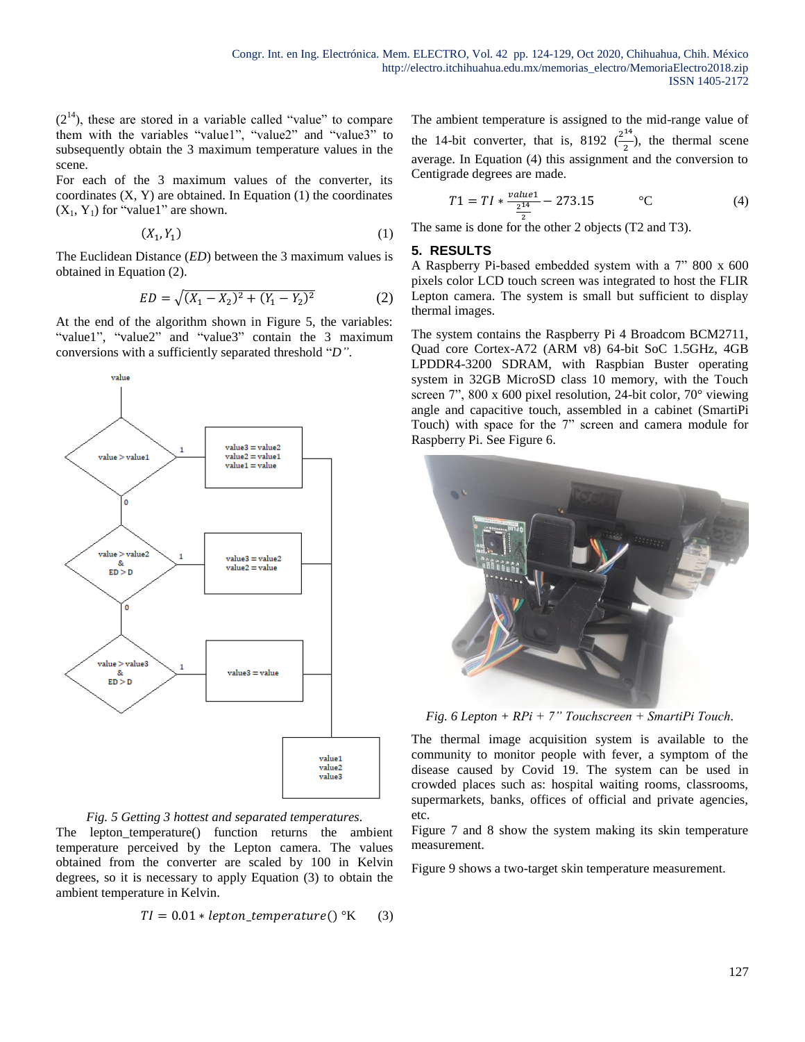($2^{14}$), these are stored in a variable called "value" to compare them with the variables "value1", "value2" and "value3" to subsequently obtain the 3 maximum temperature values in the scene.

For each of the 3 maximum values of the converter, its coordinates (X, Y) are obtained. In Equation (1) the coordinates ($X_1$, $Y_1$) for "value1" are shown.

$$(X_1, Y_1) \quad (1)$$

The Euclidean Distance (*ED*) between the 3 maximum values is obtained in Equation (2).

$$ED = \sqrt{(X_1 - X_2)^2 + (Y_1 - Y_2)^2} \quad (2)$$

At the end of the algorithm shown in Figure 5, the variables: "value1", "value2" and "value3" contain the 3 maximum conversions with a sufficiently separated threshold "*D"*.

*Fig. 5 Getting 3 hottest and separated temperatures.*

The lepton_temperature() function returns the ambient temperature perceived by the Lepton camera. The values obtained from the converter are scaled by 100 in Kelvin degrees, so it is necessary to apply Equation (3) to obtain the ambient temperature in Kelvin.

$$TI = 0.01 * lepton\_temperature() \text{ °K} \quad (3)$$

The ambient temperature is assigned to the mid-range value of the 14-bit converter, that is, 8192 ($\frac{2^{14}}{2}$), the thermal scene average. In Equation (4) this assignment and the conversion to Centigrade degrees are made.

$$T1 = TI * \frac{value1}{\frac{2^{14}}{2}} - 273.15 \quad \text{°C} \quad (4)$$

The same is done for the other 2 objects (T2 and T3).

## 5. RESULTS

A Raspberry Pi-based embedded system with a 7" 800 x 600 pixels color LCD touch screen was integrated to host the FLIR Lepton camera. The system is small but sufficient to display thermal images.

The system contains the Raspberry Pi 4 Broadcom BCM2711, Quad core Cortex-A72 (ARM v8) 64-bit SoC 1.5GHz, 4GB LPDDR4-3200 SDRAM, with Raspbian Buster operating system in 32GB MicroSD class 10 memory, with the Touch screen 7", 800 x 600 pixel resolution, 24-bit color, 70° viewing angle and capacitive touch, assembled in a cabinet (SmartiPi Touch) with space for the 7" screen and camera module for Raspberry Pi. See Figure 6.

*Fig. 6 Lepton + RPi + 7" Touchscreen + SmartiPi Touch.*

The thermal image acquisition system is available to the community to monitor people with fever, a symptom of the disease caused by Covid 19. The system can be used in crowded places such as: hospital waiting rooms, classrooms, supermarkets, banks, offices of official and private agencies, etc.

Figure 7 and 8 show the system making its skin temperature measurement.

Figure 9 shows a two-target skin temperature measurement.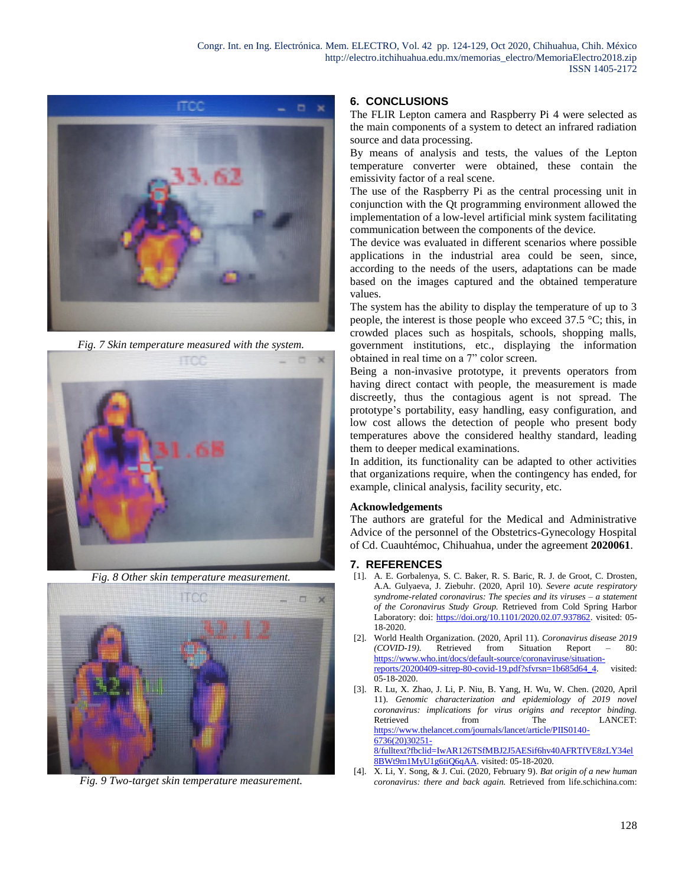Fig. 7 Skin temperature measured with the system.

Fig. 8 Other skin temperature measurement.

Fig. 9 Two-target skin temperature measurement.

## 6. CONCLUSIONS

The FLIR Lepton camera and Raspberry Pi 4 were selected as the main components of a system to detect an infrared radiation source and data processing.

By means of analysis and tests, the values of the Lepton temperature converter were obtained, these contain the emissivity factor of a real scene.

The use of the Raspberry Pi as the central processing unit in conjunction with the Qt programming environment allowed the implementation of a low-level artificial mink system facilitating communication between the components of the device.

The device was evaluated in different scenarios where possible applications in the industrial area could be seen, since, according to the needs of the users, adaptations can be made based on the images captured and the obtained temperature values.

The system has the ability to display the temperature of up to 3 people, the interest is those people who exceed 37.5 °C; this, in crowded places such as hospitals, schools, shopping malls, government institutions, etc., displaying the information obtained in real time on a 7" color screen.

Being a non-invasive prototype, it prevents operators from having direct contact with people, the measurement is made discreetly, thus the contagious agent is not spread. The prototype's portability, easy handling, easy configuration, and low cost allows the detection of people who present body temperatures above the considered healthy standard, leading them to deeper medical examinations.

In addition, its functionality can be adapted to other activities that organizations require, when the contingency has ended, for example, clinical analysis, facility security, etc.

### Acknowledgements

The authors are grateful for the Medical and Administrative Advice of the personnel of the Obstetrics-Gynecology Hospital of Cd. Cuauhtémoc, Chihuahua, under the agreement **2020061**.

## 7. REFERENCES

[1]. A. E. Gorbalenya, S. C. Baker, R. S. Baric, R. J. de Groot, C. Drosten, A.A. Gulyaeva, J. Ziebuhr. (2020, April 10). *Severe acute respiratory syndrome-related coronavirus: The species and its viruses – a statement of the Coronavirus Study Group.* Retrieved from Cold Spring Harbor Laboratory: doi: https://doi.org/10.1101/2020.02.07.937862. visited: 05-18-2020.

[2]. World Health Organization. (2020, April 11). *Coronavirus disease 2019 (COVID-19).* Retrieved from Situation Report – 80: https://www.who.int/docs/default-source/coronaviruse/situation-reports/20200409-sitrep-80-covid-19.pdf?sfvrsn=1b685d64_4. visited: 05-18-2020.

[3]. R. Lu, X. Zhao, J. Li, P. Niu, B. Yang, H. Wu, W. Chen. (2020, April 11). *Genomic characterization and epidemiology of 2019 novel coronavirus: implications for virus origins and receptor binding.* Retrieved from The LANCET: https://www.thelancet.com/journals/lancet/article/PIIS0140-6736(20)30251-8/fulltext?fbclid=IwAR126TSfMBJ2J5AESif6hv40AFRTfVE8zLY34el8BWt9m1MyU1g6tiQ6qAA. visited: 05-18-2020.

[4]. X. Li, Y. Song, & J. Cui. (2020, February 9). *Bat origin of a new human coronavirus: there and back again.* Retrieved from life.schichina.com: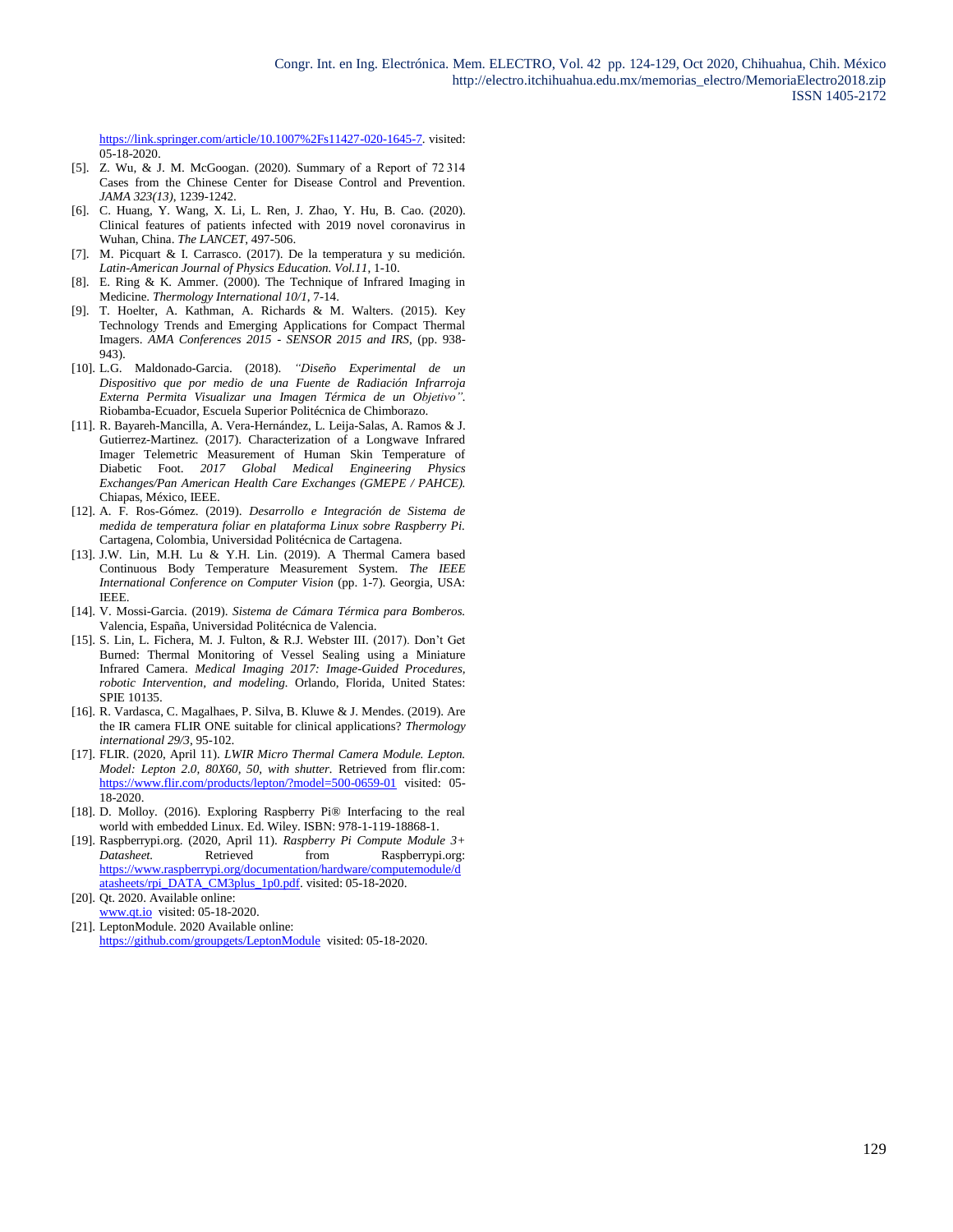https://link.springer.com/article/10.1007%2Fs11427-020-1645-7. visited: 05-18-2020.

[5]. Z. Wu, & J. M. McGoogan. (2020). Summary of a Report of 72 314 Cases from the Chinese Center for Disease Control and Prevention. *JAMA 323(13)*, 1239-1242.

[6]. C. Huang, Y. Wang, X. Li, L. Ren, J. Zhao, Y. Hu, B. Cao. (2020). Clinical features of patients infected with 2019 novel coronavirus in Wuhan, China. *The LANCET*, 497-506.

[7]. M. Picquart & I. Carrasco. (2017). De la temperatura y su medición. *Latin-American Journal of Physics Education. Vol.11*, 1-10.

[8]. E. Ring & K. Ammer. (2000). The Technique of Infrared Imaging in Medicine. *Thermology International 10/1*, 7-14.

[9]. T. Hoelter, A. Kathman, A. Richards & M. Walters. (2015). Key Technology Trends and Emerging Applications for Compact Thermal Imagers. *AMA Conferences 2015 - SENSOR 2015 and IRS*, (pp. 938-943).

[10]. L.G. Maldonado-Garcia. (2018). *"Diseño Experimental de un Dispositivo que por medio de una Fuente de Radiación Infrarroja Externa Permita Visualizar una Imagen Térmica de un Objetivo"*. Riobamba-Ecuador, Escuela Superior Politécnica de Chimborazo.

[11]. R. Bayareh-Mancilla, A. Vera-Hernández, L. Leija-Salas, A. Ramos & J. Gutierrez-Martinez. (2017). Characterization of a Longwave Infrared Imager Telemetric Measurement of Human Skin Temperature of Diabetic Foot. *2017 Global Medical Engineering Physics Exchanges/Pan American Health Care Exchanges (GMEPE / PAHCE).* Chiapas, México, IEEE.

[12]. A. F. Ros-Gómez. (2019). *Desarrollo e Integración de Sistema de medida de temperatura foliar en plataforma Linux sobre Raspberry Pi.* Cartagena, Colombia, Universidad Politécnica de Cartagena.

[13]. J.W. Lin, M.H. Lu & Y.H. Lin. (2019). A Thermal Camera based Continuous Body Temperature Measurement System. *The IEEE International Conference on Computer Vision* (pp. 1-7). Georgia, USA: IEEE.

[14]. V. Mossi-Garcia. (2019). *Sistema de Cámara Térmica para Bomberos.* Valencia, España, Universidad Politécnica de Valencia.

[15]. S. Lin, L. Fichera, M. J. Fulton, & R.J. Webster III. (2017). Don't Get Burned: Thermal Monitoring of Vessel Sealing using a Miniature Infrared Camera. *Medical Imaging 2017: Image-Guided Procedures, robotic Intervention, and modeling.* Orlando, Florida, United States: SPIE 10135.

[16]. R. Vardasca, C. Magalhaes, P. Silva, B. Kluwe & J. Mendes. (2019). Are the IR camera FLIR ONE suitable for clinical applications? *Thermology international 29/3*, 95-102.

[17]. FLIR. (2020, April 11). *LWIR Micro Thermal Camera Module. Lepton. Model: Lepton 2.0, 80X60, 50, with shutter.* Retrieved from flir.com: https://www.flir.com/products/lepton/?model=500-0659-01 visited: 05-18-2020.

[18]. D. Molloy. (2016). Exploring Raspberry Pi® Interfacing to the real world with embedded Linux. Ed. Wiley. ISBN: 978-1-119-18868-1.

[19]. Raspberrypi.org. (2020, April 11). *Raspberry Pi Compute Module 3+ Datasheet.* Retrieved from Raspberrypi.org: https://www.raspberrypi.org/documentation/hardware/computemodule/datasheets/rpi_DATA_CM3plus_1p0.pdf. visited: 05-18-2020.

[20]. Qt. 2020. Available online: www.qt.io visited: 05-18-2020.

[21]. LeptonModule. 2020 Available online: https://github.com/groupgets/LeptonModule visited: 05-18-2020.